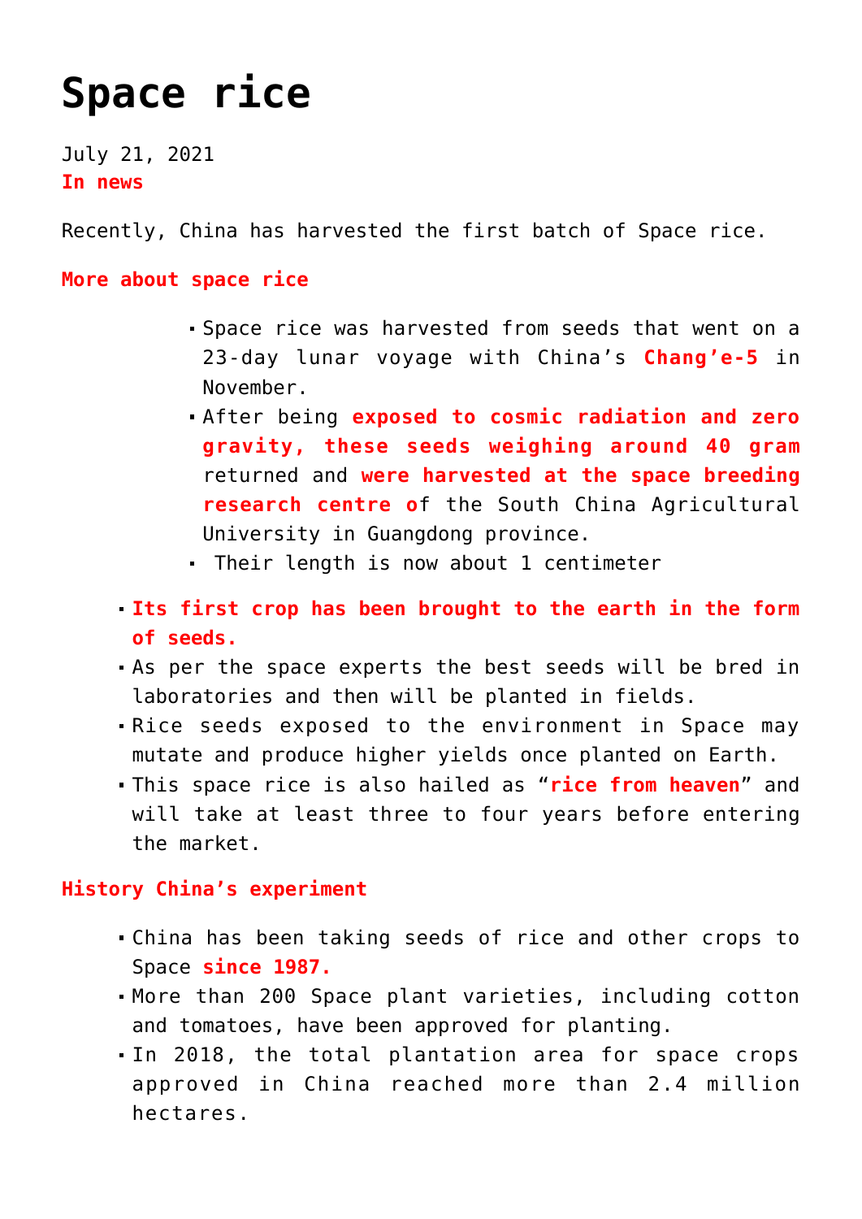# Space rice

July 21, 2021

**In news**

Recently, China has harvested the first batch of Space rice.

**More about space rice**

- Space rice was harvested from seeds that went on a 23-day lunar voyage with China's **Chang'e-5** in November.
- After being **exposed to cosmic radiation and zero gravity, these seeds weighing around 40 gram** returned and **were harvested at the space breeding research centre o**f the South China Agricultural University in Guangdong province.
- Their length is now about 1 centimeter

- **Its first crop has been brought to the earth in the form of seeds.**
- As per the space experts the best seeds will be bred in laboratories and then will be planted in fields.
- Rice seeds exposed to the environment in Space may mutate and produce higher yields once planted on Earth.
- This space rice is also hailed as "**rice from heaven**" and will take at least three to four years before entering the market.

**History China's experiment**

- China has been taking seeds of rice and other crops to Space **since 1987.**
- More than 200 Space plant varieties, including cotton and tomatoes, have been approved for planting.
- In 2018, the total plantation area for space crops approved in China reached more than 2.4 million hectares.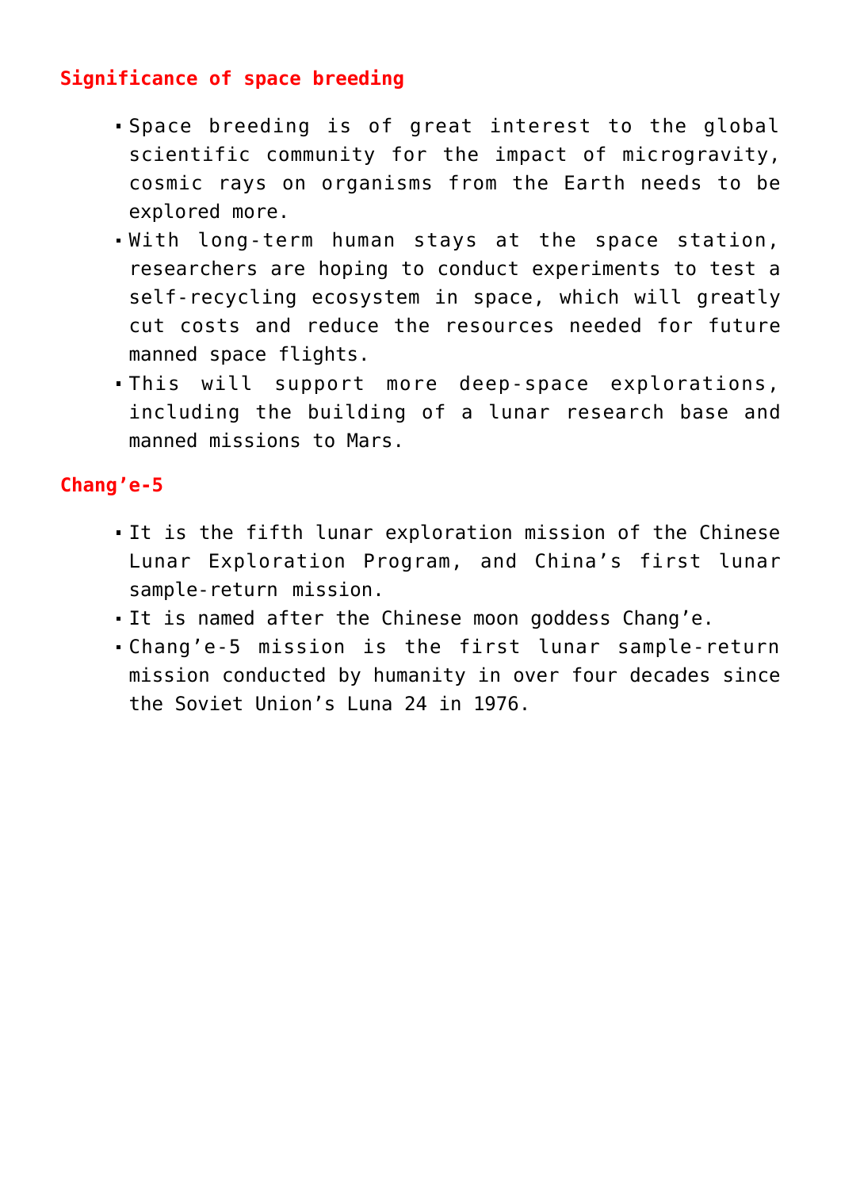**Significance of space breeding**

- Space breeding is of great interest to the global scientific community for the impact of microgravity, cosmic rays on organisms from the Earth needs to be explored more.
- With long-term human stays at the space station, researchers are hoping to conduct experiments to test a self-recycling ecosystem in space, which will greatly cut costs and reduce the resources needed for future manned space flights.
- This will support more deep-space explorations, including the building of a lunar research base and manned missions to Mars.

**Chang'e-5**

- It is the fifth lunar exploration mission of the Chinese Lunar Exploration Program, and China's first lunar sample-return mission.
- It is named after the Chinese moon goddess Chang'e.
- Chang'e-5 mission is the first lunar sample-return mission conducted by humanity in over four decades since the Soviet Union's Luna 24 in 1976.